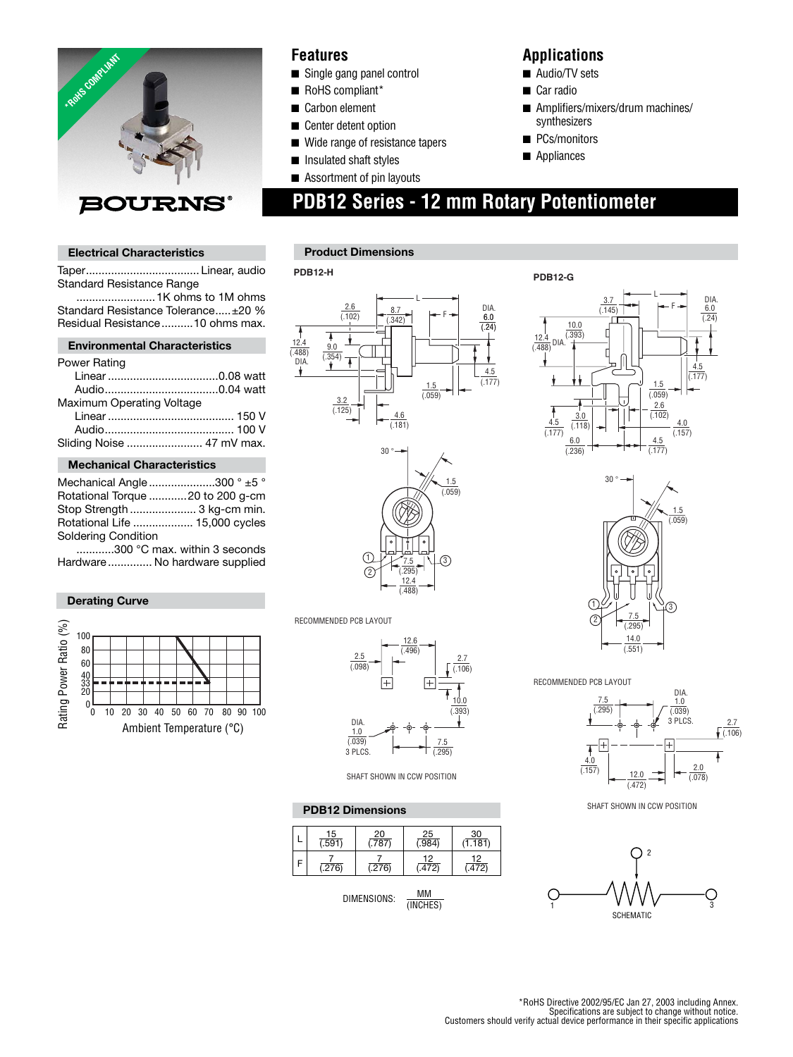BOURNS®

## Features

- Single gang panel control
- RoHS compliant*
- Carbon element
- Center detent option
- Wide range of resistance tapers
- Insulated shaft styles
- Assortment of pin layouts

## Applications

- Audio/TV sets
- Car radio
- Amplifiers/mixers/drum machines/synthesizers
- PCs/monitors
- Appliances

# PDB12 Series - 12 mm Rotary Potentiometer

### Electrical Characteristics

Taper .................................... Linear, audio
Standard Resistance Range
......................... 1K ohms to 1M ohms
Standard Resistance Tolerance ..... ±20 %
Residual Resistance .......... 10 ohms max.

### Environmental Characteristics

Power Rating
  Linear .................................. 0.08 watt
  Audio .................................... 0.04 watt
Maximum Operating Voltage
  Linear ........................................ 150 V
  Audio ......................................... 100 V
Sliding Noise ........................ 47 mV max.

### Mechanical Characteristics

Mechanical Angle ..................... 300 ° ±5 °
Rotational Torque ............ 20 to 200 g-cm
Stop Strength ..................... 3 kg-cm min.
Rotational Life ................... 15,000 cycles
Soldering Condition
............ 300 °C max. within 3 seconds
Hardware ............. No hardware supplied

### Derating Curve

Rating Power Ratio (%) vs. Ambient Temperature (°C)

### Product Dimensions

PDB12-H

RECOMMENDED PCB LAYOUT

SHAFT SHOWN IN CCW POSITION

PDB12-G

RECOMMENDED PCB LAYOUT

SHAFT SHOWN IN CCW POSITION

### PDB12 Dimensions

| | | | | |
|---|---|---|---|---|
| L | 15 (.591) | 20 (.787) | 25 (.984) | 30 (1.181) |
| F | 7 (.276) | 7 (.276) | 12 (.472) | 12 (.472) |

DIMENSIONS: MM (INCHES)

SCHEMATIC

*RoHS Directive 2002/95/EC Jan 27, 2003 including Annex.
Specifications are subject to change without notice.
Customers should verify actual device performance in their specific applications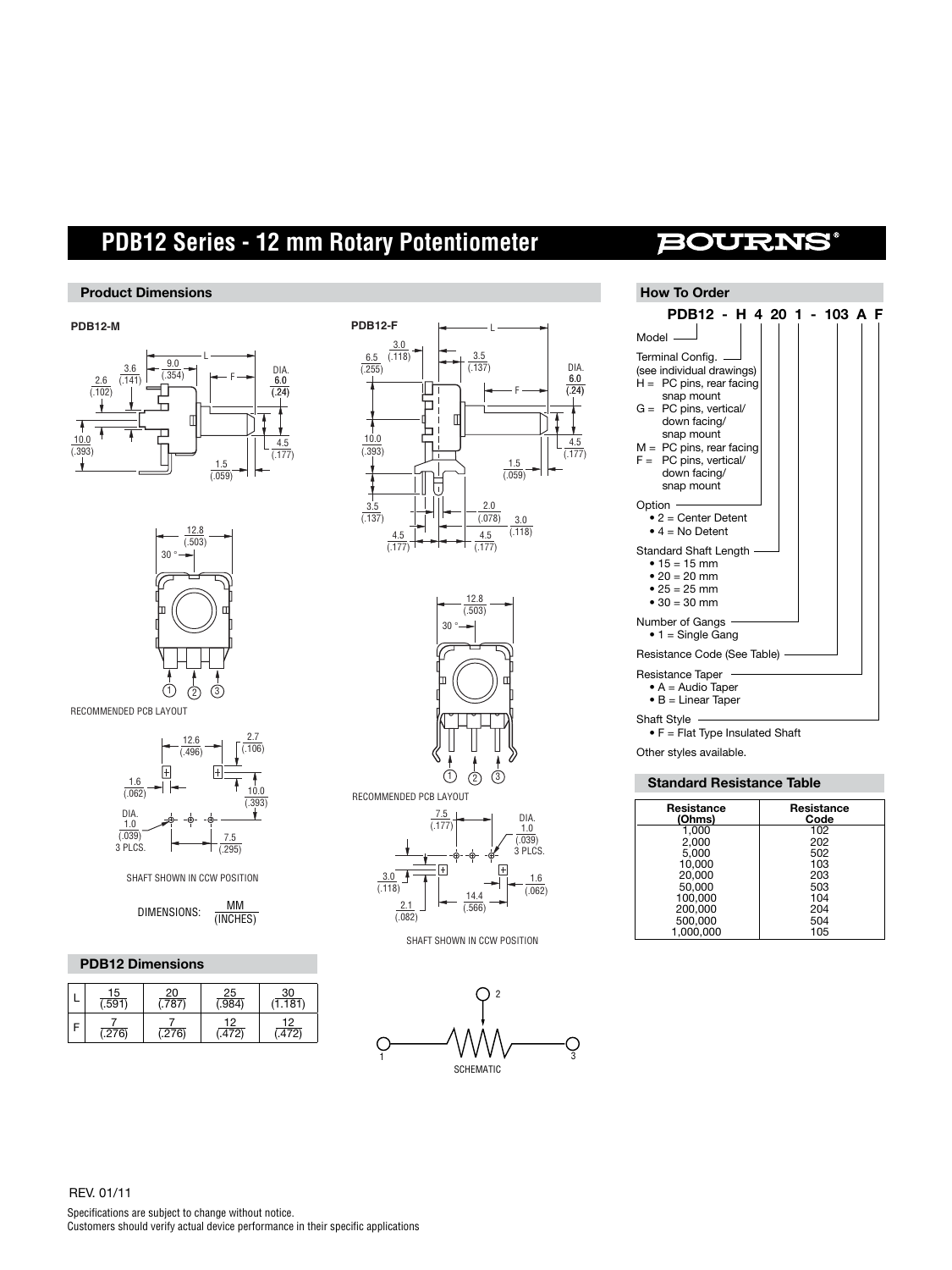# PDB12 Series - 12 mm Rotary Potentiometer

## Product Dimensions

**PDB12-M**

L
9.0 (.354)
3.6 (.141)
2.6 (.102)
F
DIA. 6.0 (.24)
10.0 (.393)
4.5 (.177)
1.5 (.059)

12.8 (.503)
30 °

RECOMMENDED PCB LAYOUT

12.6 (.496)
2.7 (.106)
1.6 (.062)
10.0 (.393)
DIA. 1.0 (.039) 3 PLCS.
7.5 (.295)

SHAFT SHOWN IN CCW POSITION

DIMENSIONS: MM / (INCHES)

**PDB12-F**

L
3.0 (.118)
6.5 (.255)
3.5 (.137)
F
DIA. 6.0 (.24)
10.0 (.393)
4.5 (.177)
1.5 (.059)
3.5 (.137)
2.0 (.078)
3.0 (.118)
4.5 (.177)
4.5 (.177)

12.8 (.503)
30 °

RECOMMENDED PCB LAYOUT

7.5 (.177)
DIA. 1.0 (.039) 3 PLCS.
3.0 (.118)
1.6 (.062)
14.4 (.566)
2.1 (.082)

SHAFT SHOWN IN CCW POSITION

SCHEMATIC

## PDB12 Dimensions

| | | | | |
|---|---|---|---|---|
| L | 15 (.591) | 20 (.787) | 25 (.984) | 30 (1.181) |
| F | 7 (.276) | 7 (.276) | 12 (.472) | 12 (.472) |

## How To Order

**PDB12 - H 4 20 1 - 103 A F**

Model

Terminal Config. (see individual drawings)
- H = PC pins, rear facing snap mount
- G = PC pins, vertical/ down facing/ snap mount
- M = PC pins, rear facing
- F = PC pins, vertical/ down facing/ snap mount

Option
- 2 = Center Detent
- 4 = No Detent

Standard Shaft Length
- 15 = 15 mm
- 20 = 20 mm
- 25 = 25 mm
- 30 = 30 mm

Number of Gangs
- 1 = Single Gang

Resistance Code (See Table)

Resistance Taper
- A = Audio Taper
- B = Linear Taper

Shaft Style
- F = Flat Type Insulated Shaft

Other styles available.

## Standard Resistance Table

| Resistance (Ohms) | Resistance Code |
|---|---|
| 1,000 | 102 |
| 2,000 | 202 |
| 5,000 | 502 |
| 10,000 | 103 |
| 20,000 | 203 |
| 50,000 | 503 |
| 100,000 | 104 |
| 200,000 | 204 |
| 500,000 | 504 |
| 1,000,000 | 105 |

REV. 01/11

Specifications are subject to change without notice.
Customers should verify actual device performance in their specific applications